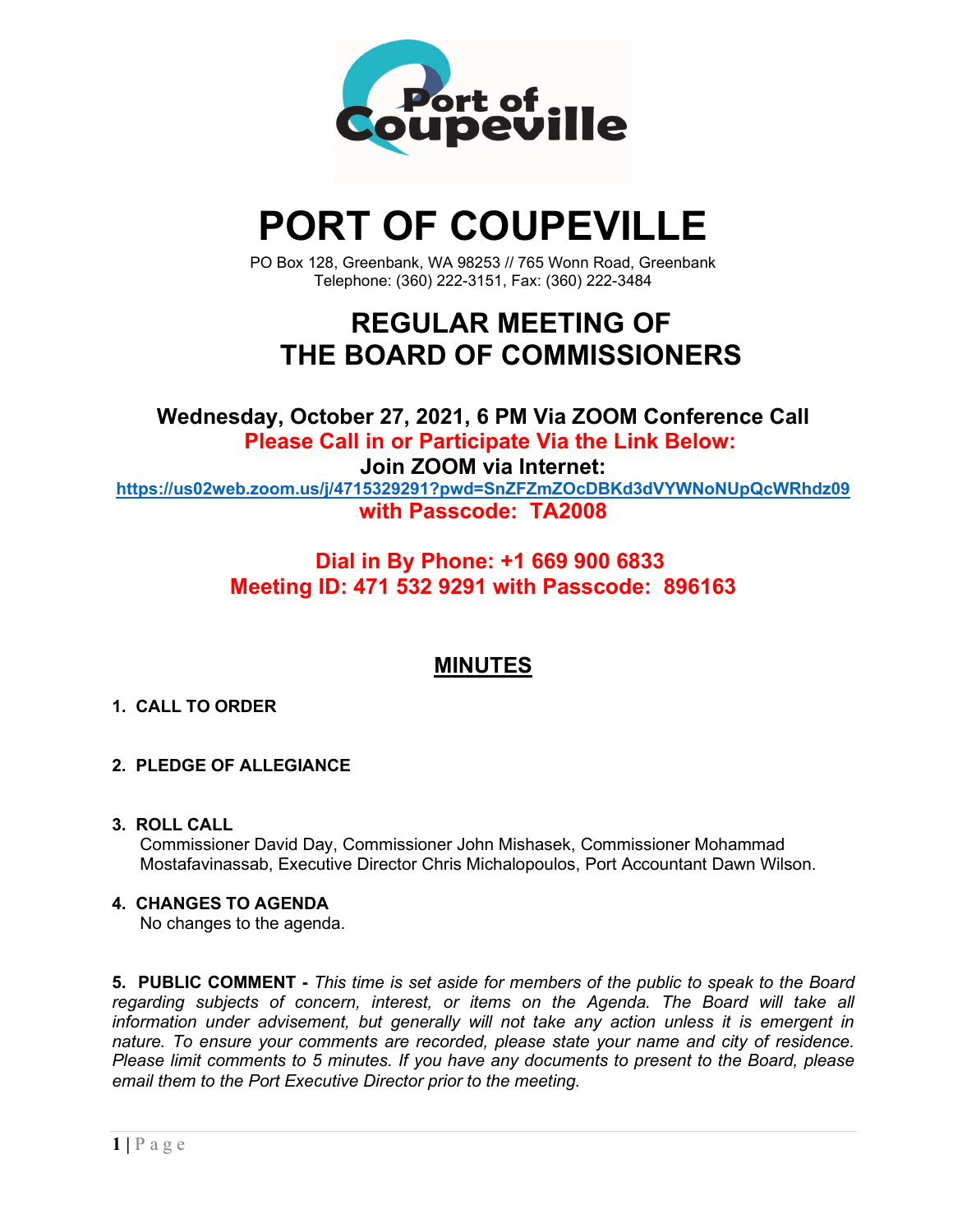# PORT OF COUPEVILLE

PO Box 128, Greenbank, WA 98253 // 765 Wonn Road, Greenbank
Telephone: (360) 222-3151, Fax: (360) 222-3484

## REGULAR MEETING OF THE BOARD OF COMMISSIONERS

**Wednesday, October 27, 2021, 6 PM Via ZOOM Conference Call**

**Please Call in or Participate Via the Link Below:**

**Join ZOOM via Internet:**

**https://us02web.zoom.us/j/4715329291?pwd=SnZFZmZOcDBKd3dVYWNoNUpQcWRhdz09**

**with Passcode: TA2008**

**Dial in By Phone: +1 669 900 6833**

**Meeting ID: 471 532 9291 with Passcode: 896163**

## MINUTES

**1. CALL TO ORDER**

**2. PLEDGE OF ALLEGIANCE**

**3. ROLL CALL**

Commissioner David Day, Commissioner John Mishasek, Commissioner Mohammad Mostafavinassab, Executive Director Chris Michalopoulos, Port Accountant Dawn Wilson.

**4. CHANGES TO AGENDA**

No changes to the agenda.

**5. PUBLIC COMMENT -** *This time is set aside for members of the public to speak to the Board regarding subjects of concern, interest, or items on the Agenda. The Board will take all information under advisement, but generally will not take any action unless it is emergent in nature. To ensure your comments are recorded, please state your name and city of residence. Please limit comments to 5 minutes. If you have any documents to present to the Board, please email them to the Port Executive Director prior to the meeting.*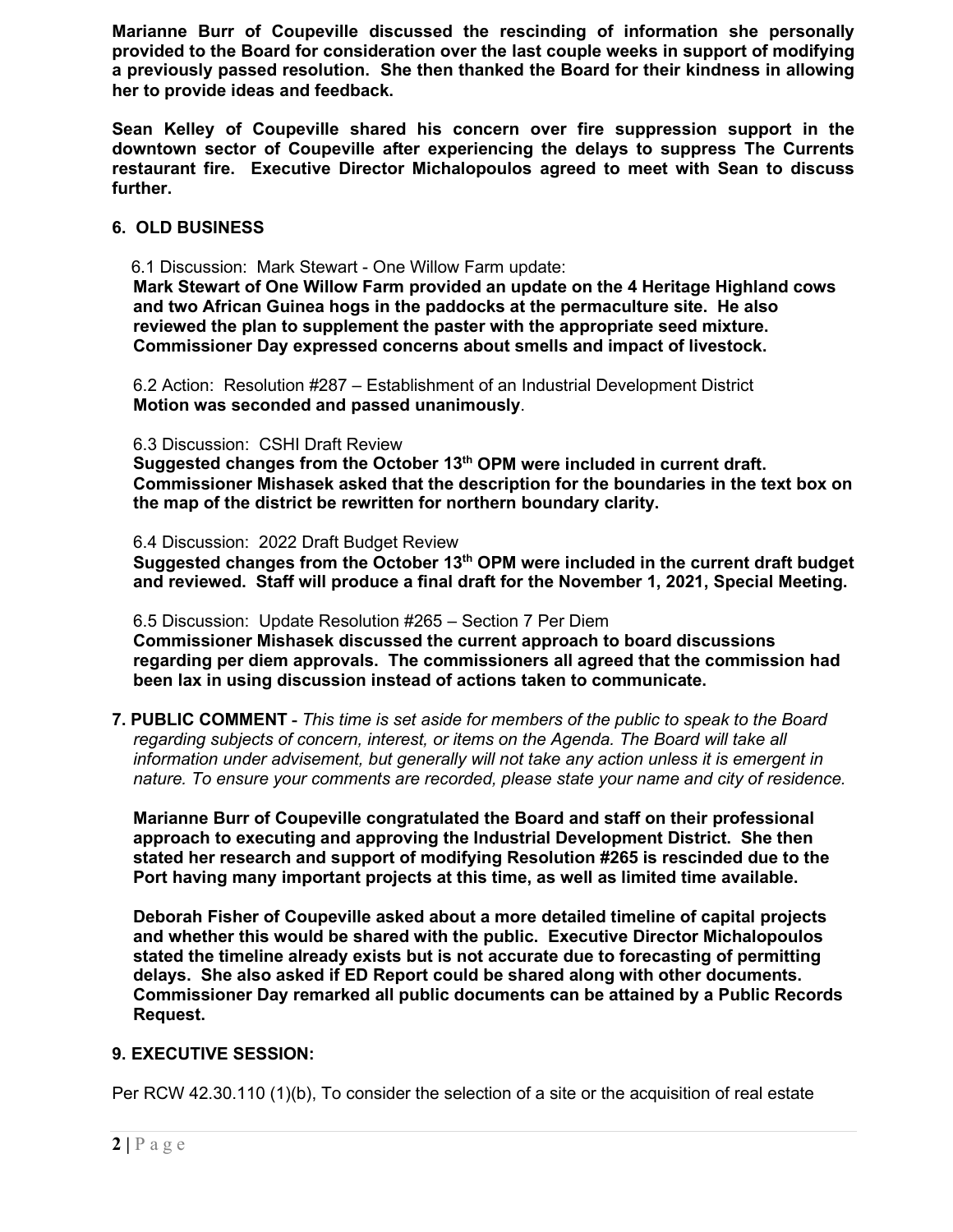**Marianne Burr of Coupeville discussed the rescinding of information she personally provided to the Board for consideration over the last couple weeks in support of modifying a previously passed resolution. She then thanked the Board for their kindness in allowing her to provide ideas and feedback.**

**Sean Kelley of Coupeville shared his concern over fire suppression support in the downtown sector of Coupeville after experiencing the delays to suppress The Currents restaurant fire. Executive Director Michalopoulos agreed to meet with Sean to discuss further.**

## 6. OLD BUSINESS

6.1 Discussion: Mark Stewart - One Willow Farm update:
**Mark Stewart of One Willow Farm provided an update on the 4 Heritage Highland cows and two African Guinea hogs in the paddocks at the permaculture site. He also reviewed the plan to supplement the paster with the appropriate seed mixture. Commissioner Day expressed concerns about smells and impact of livestock.**

6.2 Action: Resolution #287 – Establishment of an Industrial Development District
**Motion was seconded and passed unanimously**.

6.3 Discussion: CSHI Draft Review
**Suggested changes from the October 13th OPM were included in current draft. Commissioner Mishasek asked that the description for the boundaries in the text box on the map of the district be rewritten for northern boundary clarity.**

6.4 Discussion: 2022 Draft Budget Review
**Suggested changes from the October 13th OPM were included in the current draft budget and reviewed. Staff will produce a final draft for the November 1, 2021, Special Meeting.**

6.5 Discussion: Update Resolution #265 – Section 7 Per Diem
**Commissioner Mishasek discussed the current approach to board discussions regarding per diem approvals. The commissioners all agreed that the commission had been lax in using discussion instead of actions taken to communicate.**

**7. PUBLIC COMMENT** - *This time is set aside for members of the public to speak to the Board regarding subjects of concern, interest, or items on the Agenda. The Board will take all information under advisement, but generally will not take any action unless it is emergent in nature. To ensure your comments are recorded, please state your name and city of residence.*

**Marianne Burr of Coupeville congratulated the Board and staff on their professional approach to executing and approving the Industrial Development District. She then stated her research and support of modifying Resolution #265 is rescinded due to the Port having many important projects at this time, as well as limited time available.**

**Deborah Fisher of Coupeville asked about a more detailed timeline of capital projects and whether this would be shared with the public. Executive Director Michalopoulos stated the timeline already exists but is not accurate due to forecasting of permitting delays. She also asked if ED Report could be shared along with other documents. Commissioner Day remarked all public documents can be attained by a Public Records Request.**

## 9. EXECUTIVE SESSION:

Per RCW 42.30.110 (1)(b), To consider the selection of a site or the acquisition of real estate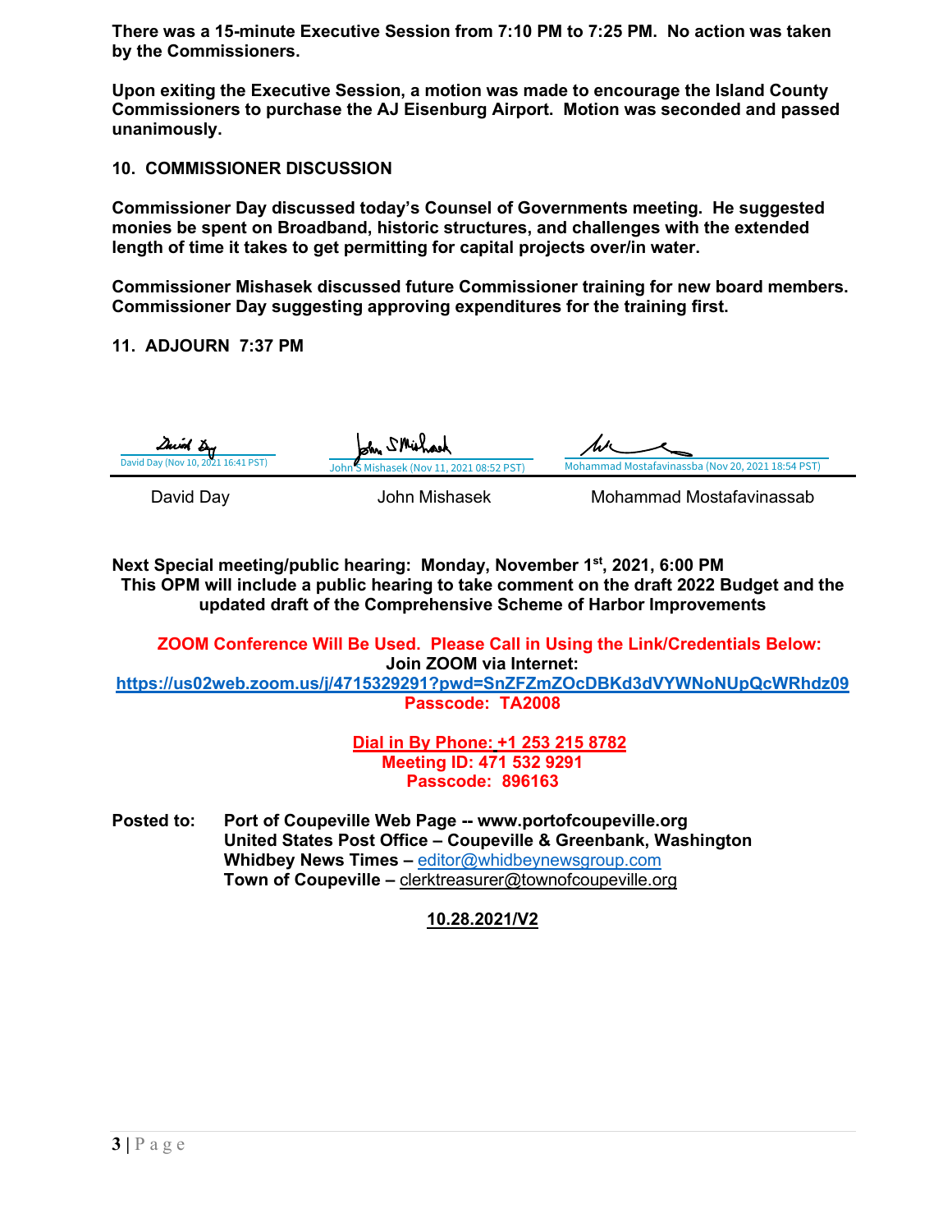**There was a 15-minute Executive Session from 7:10 PM to 7:25 PM. No action was taken by the Commissioners.**

**Upon exiting the Executive Session, a motion was made to encourage the Island County Commissioners to purchase the AJ Eisenburg Airport. Motion was seconded and passed unanimously.**

## 10. COMMISSIONER DISCUSSION

**Commissioner Day discussed today's Counsel of Governments meeting. He suggested monies be spent on Broadband, historic structures, and challenges with the extended length of time it takes to get permitting for capital projects over/in water.**

**Commissioner Mishasek discussed future Commissioner training for new board members. Commissioner Day suggesting approving expenditures for the training first.**

## 11. ADJOURN 7:37 PM

| David Day (Nov 10, 2021 16:41 PST) | John S Mishasek (Nov 11, 2021 08:52 PST) | Mohammad Mostafavinassba (Nov 20, 2021 18:54 PST) |
|---|---|---|
| David Day | John Mishasek | Mohammad Mostafavinassab |

**Next Special meeting/public hearing: Monday, November 1st, 2021, 6:00 PM**
**This OPM will include a public hearing to take comment on the draft 2022 Budget and the updated draft of the Comprehensive Scheme of Harbor Improvements**

**ZOOM Conference Will Be Used. Please Call in Using the Link/Credentials Below:**
**Join ZOOM via Internet:**
**https://us02web.zoom.us/j/4715329291?pwd=SnZFZmZOcDBKd3dVYWNoNUpQcWRhdz09**
**Passcode: TA2008**

**Dial in By Phone: +1 253 215 8782**
**Meeting ID: 471 532 9291**
**Passcode: 896163**

**Posted to:** **Port of Coupeville Web Page -- www.portofcoupeville.org**
**United States Post Office – Coupeville & Greenbank, Washington**
**Whidbey News Times –** editor@whidbeynewsgroup.com
**Town of Coupeville –** clerktreasurer@townofcoupeville.org

**10.28.2021/V2**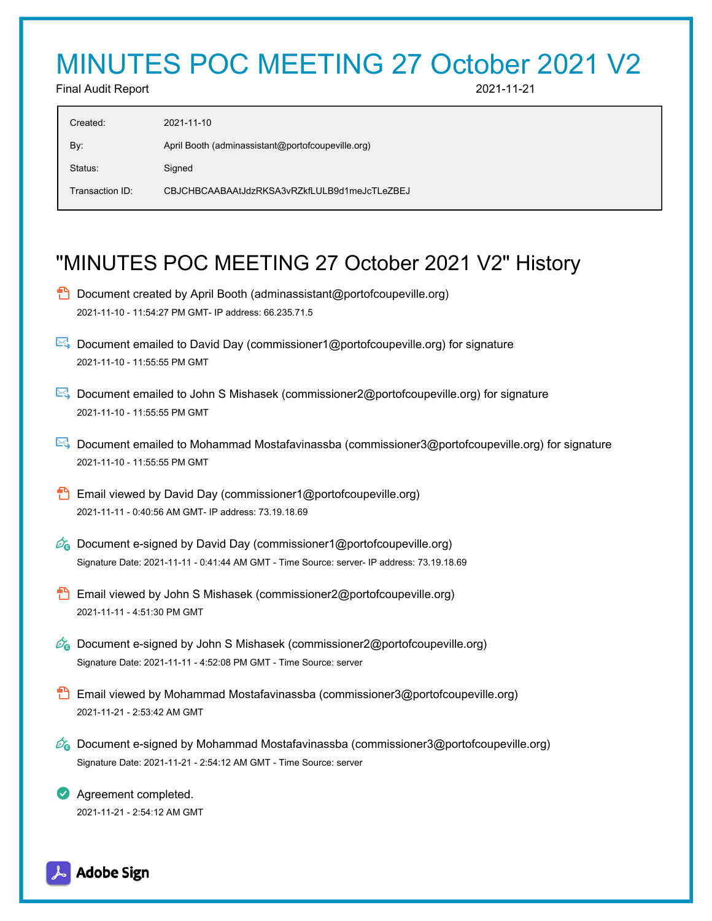# MINUTES POC MEETING 27 October 2021 V2

Final Audit Report 2021-11-21

| | |
|---|---|
| Created: | 2021-11-10 |
| By: | April Booth (adminassistant@portofcoupeville.org) |
| Status: | Signed |
| Transaction ID: | CBJCHBCAABAAtJdzRKSA3vRZkfLULB9d1meJcTLeZBEJ |

## "MINUTES POC MEETING 27 October 2021 V2" History

- Document created by April Booth (adminassistant@portofcoupeville.org)
  2021-11-10 - 11:54:27 PM GMT- IP address: 66.235.71.5

- Document emailed to David Day (commissioner1@portofcoupeville.org) for signature
  2021-11-10 - 11:55:55 PM GMT

- Document emailed to John S Mishasek (commissioner2@portofcoupeville.org) for signature
  2021-11-10 - 11:55:55 PM GMT

- Document emailed to Mohammad Mostafavinassba (commissioner3@portofcoupeville.org) for signature
  2021-11-10 - 11:55:55 PM GMT

- Email viewed by David Day (commissioner1@portofcoupeville.org)
  2021-11-11 - 0:40:56 AM GMT- IP address: 73.19.18.69

- Document e-signed by David Day (commissioner1@portofcoupeville.org)
  Signature Date: 2021-11-11 - 0:41:44 AM GMT - Time Source: server- IP address: 73.19.18.69

- Email viewed by John S Mishasek (commissioner2@portofcoupeville.org)
  2021-11-11 - 4:51:30 PM GMT

- Document e-signed by John S Mishasek (commissioner2@portofcoupeville.org)
  Signature Date: 2021-11-11 - 4:52:08 PM GMT - Time Source: server

- Email viewed by Mohammad Mostafavinassba (commissioner3@portofcoupeville.org)
  2021-11-21 - 2:53:42 AM GMT

- Document e-signed by Mohammad Mostafavinassba (commissioner3@portofcoupeville.org)
  Signature Date: 2021-11-21 - 2:54:12 AM GMT - Time Source: server

- Agreement completed.
  2021-11-21 - 2:54:12 AM GMT

Adobe Sign